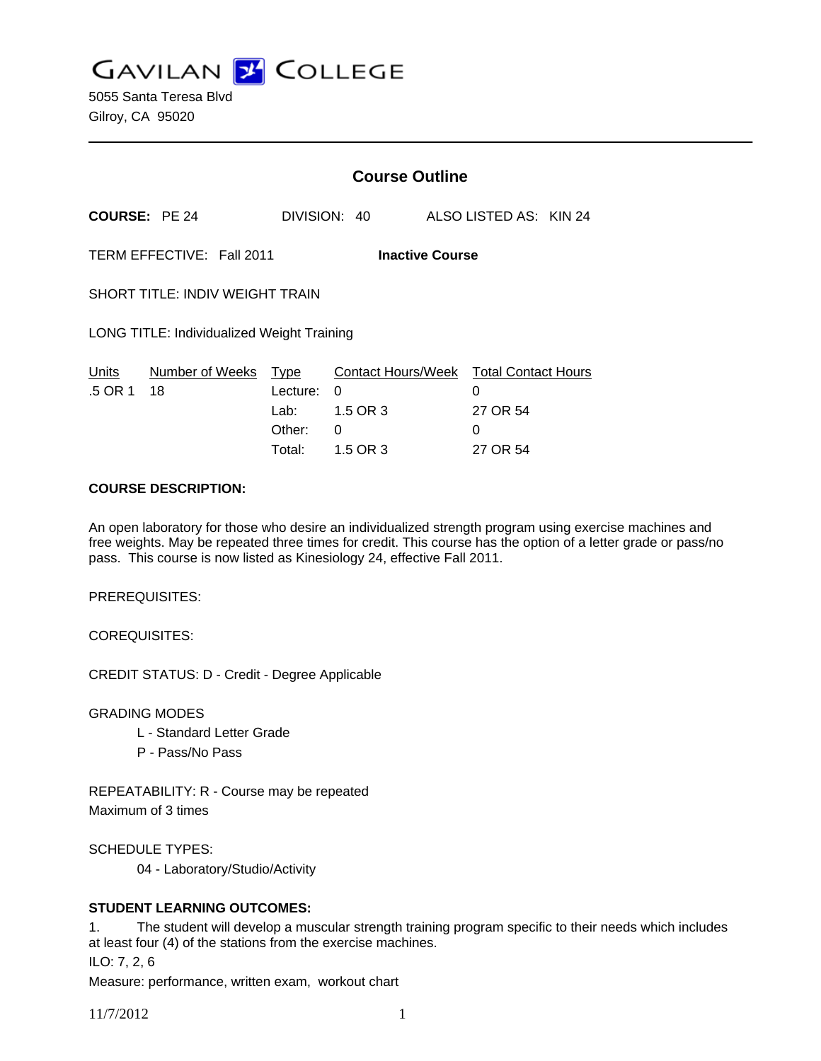# GAVILAN COLLEGE

5055 Santa Teresa Blvd
Gilroy, CA 95020

---

## Course Outline

**COURSE:** PE 24 DIVISION: 40 ALSO LISTED AS: KIN 24

TERM EFFECTIVE: Fall 2011 **Inactive Course**

SHORT TITLE: INDIV WEIGHT TRAIN

LONG TITLE: Individualized Weight Training

| Units | Number of Weeks | Type | Contact Hours/Week | Total Contact Hours |
|---|---|---|---|---|
| .5 OR 1 | 18 | Lecture: | 0 | 0 |
| | | Lab: | 1.5 OR 3 | 27 OR 54 |
| | | Other: | 0 | 0 |
| | | Total: | 1.5 OR 3 | 27 OR 54 |

**COURSE DESCRIPTION:**

An open laboratory for those who desire an individualized strength program using exercise machines and free weights. May be repeated three times for credit. This course has the option of a letter grade or pass/no pass. This course is now listed as Kinesiology 24, effective Fall 2011.

PREREQUISITES:

COREQUISITES:

CREDIT STATUS: D - Credit - Degree Applicable

GRADING MODES

L - Standard Letter Grade
P - Pass/No Pass

REPEATABILITY: R - Course may be repeated
Maximum of 3 times

SCHEDULE TYPES:

04 - Laboratory/Studio/Activity

**STUDENT LEARNING OUTCOMES:**

1. The student will develop a muscular strength training program specific to their needs which includes at least four (4) of the stations from the exercise machines.
ILO: 7, 2, 6
Measure: performance, written exam, workout chart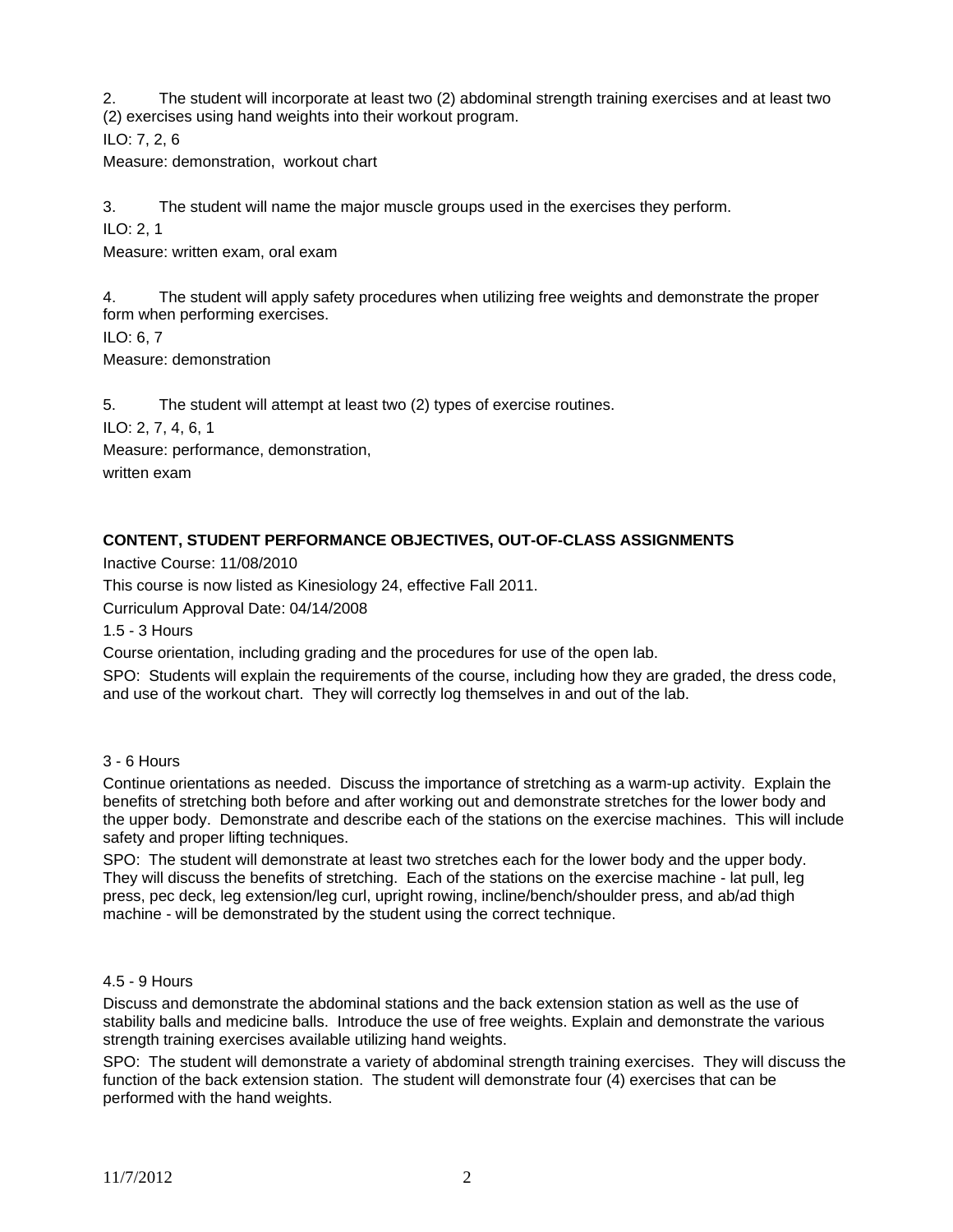2. The student will incorporate at least two (2) abdominal strength training exercises and at least two (2) exercises using hand weights into their workout program.

ILO: 7, 2, 6

Measure: demonstration, workout chart

3. The student will name the major muscle groups used in the exercises they perform.

ILO: 2, 1

Measure: written exam, oral exam

4. The student will apply safety procedures when utilizing free weights and demonstrate the proper form when performing exercises.

ILO: 6, 7

Measure: demonstration

5. The student will attempt at least two (2) types of exercise routines.

ILO: 2, 7, 4, 6, 1

Measure: performance, demonstration,
written exam

**CONTENT, STUDENT PERFORMANCE OBJECTIVES, OUT-OF-CLASS ASSIGNMENTS**

Inactive Course: 11/08/2010

This course is now listed as Kinesiology 24, effective Fall 2011.

Curriculum Approval Date: 04/14/2008

1.5 - 3 Hours

Course orientation, including grading and the procedures for use of the open lab.

SPO: Students will explain the requirements of the course, including how they are graded, the dress code, and use of the workout chart. They will correctly log themselves in and out of the lab.

3 - 6 Hours

Continue orientations as needed. Discuss the importance of stretching as a warm-up activity. Explain the benefits of stretching both before and after working out and demonstrate stretches for the lower body and the upper body. Demonstrate and describe each of the stations on the exercise machines. This will include safety and proper lifting techniques.

SPO: The student will demonstrate at least two stretches each for the lower body and the upper body. They will discuss the benefits of stretching. Each of the stations on the exercise machine - lat pull, leg press, pec deck, leg extension/leg curl, upright rowing, incline/bench/shoulder press, and ab/ad thigh machine - will be demonstrated by the student using the correct technique.

4.5 - 9 Hours

Discuss and demonstrate the abdominal stations and the back extension station as well as the use of stability balls and medicine balls. Introduce the use of free weights. Explain and demonstrate the various strength training exercises available utilizing hand weights.

SPO: The student will demonstrate a variety of abdominal strength training exercises. They will discuss the function of the back extension station. The student will demonstrate four (4) exercises that can be performed with the hand weights.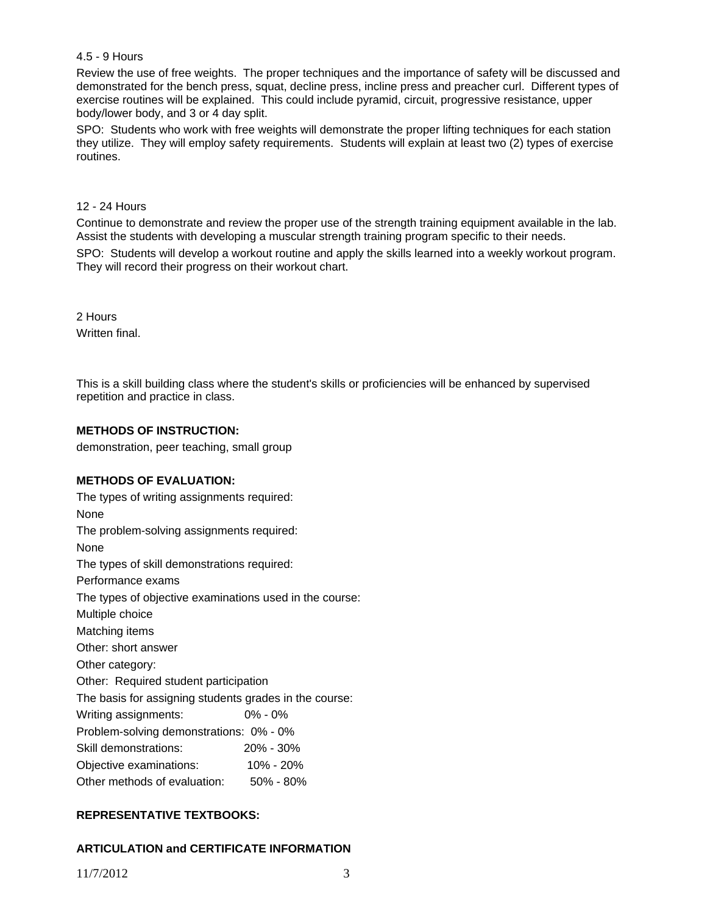4.5 - 9 Hours

Review the use of free weights. The proper techniques and the importance of safety will be discussed and demonstrated for the bench press, squat, decline press, incline press and preacher curl. Different types of exercise routines will be explained. This could include pyramid, circuit, progressive resistance, upper body/lower body, and 3 or 4 day split.

SPO: Students who work with free weights will demonstrate the proper lifting techniques for each station they utilize. They will employ safety requirements. Students will explain at least two (2) types of exercise routines.

12 - 24 Hours

Continue to demonstrate and review the proper use of the strength training equipment available in the lab. Assist the students with developing a muscular strength training program specific to their needs.

SPO: Students will develop a workout routine and apply the skills learned into a weekly workout program. They will record their progress on their workout chart.

2 Hours

Written final.

This is a skill building class where the student's skills or proficiencies will be enhanced by supervised repetition and practice in class.

**METHODS OF INSTRUCTION:**

demonstration, peer teaching, small group

**METHODS OF EVALUATION:**

The types of writing assignments required:

None

The problem-solving assignments required:

None

The types of skill demonstrations required:

Performance exams

The types of objective examinations used in the course:

Multiple choice

Matching items

Other: short answer

Other category:

Other: Required student participation

The basis for assigning students grades in the course:

Writing assignments: 0% - 0%

Problem-solving demonstrations: 0% - 0%

Skill demonstrations: 20% - 30%

Objective examinations: 10% - 20%

Other methods of evaluation: 50% - 80%

**REPRESENTATIVE TEXTBOOKS:**

**ARTICULATION and CERTIFICATE INFORMATION**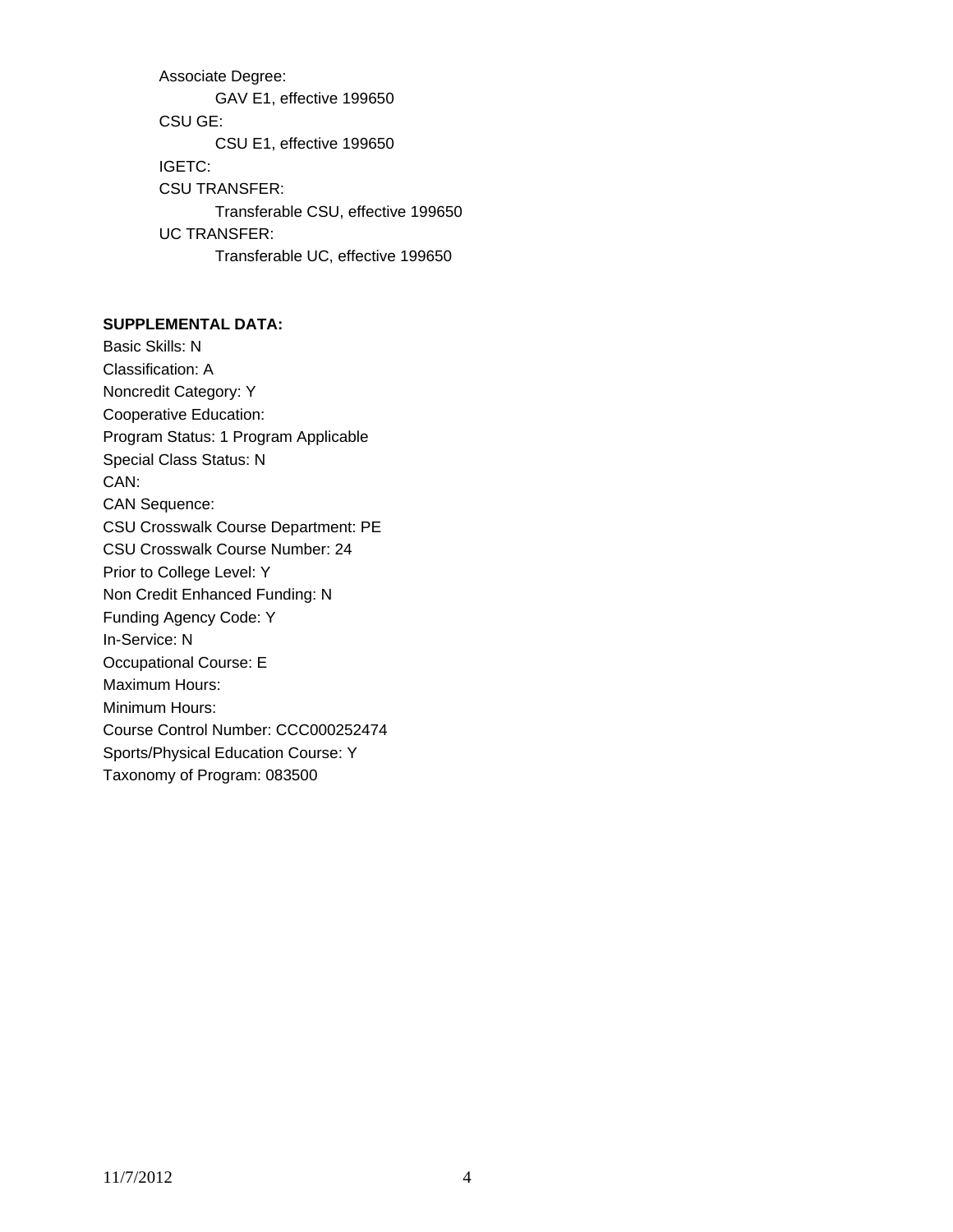Associate Degree:
- GAV E1, effective 199650

CSU GE:
- CSU E1, effective 199650

IGETC:

CSU TRANSFER:
- Transferable CSU, effective 199650

UC TRANSFER:
- Transferable UC, effective 199650

**SUPPLEMENTAL DATA:**

Basic Skills: N
Classification: A
Noncredit Category: Y
Cooperative Education:
Program Status: 1 Program Applicable
Special Class Status: N
CAN:
CAN Sequence:
CSU Crosswalk Course Department: PE
CSU Crosswalk Course Number: 24
Prior to College Level: Y
Non Credit Enhanced Funding: N
Funding Agency Code: Y
In-Service: N
Occupational Course: E
Maximum Hours:
Minimum Hours:
Course Control Number: CCC000252474
Sports/Physical Education Course: Y
Taxonomy of Program: 083500